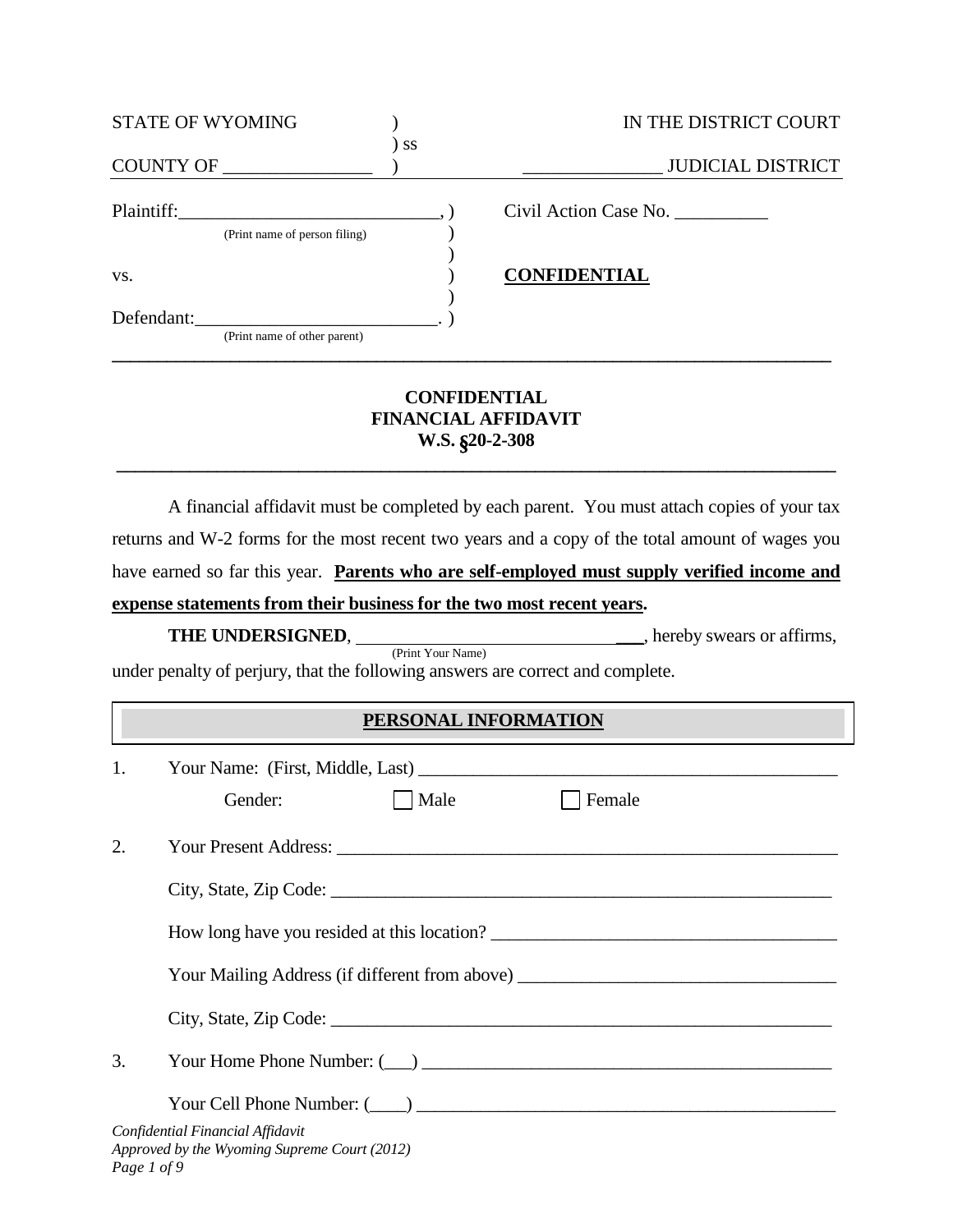STATE OF WYOMING ) IN THE DISTRICT COURT
) ss
COUNTY OF ________________ ) _______________ JUDICIAL DISTRICT

Plaintiff:_____________________________, ) Civil Action Case No. __________
(Print name of person filing) )
)
vs. ) **CONFIDENTIAL**
)
Defendant:__________________________. )
(Print name of other parent)

---

**CONFIDENTIAL**
**FINANCIAL AFFIDAVIT**
**W.S. §20-2-308**

---

A financial affidavit must be completed by each parent. You must attach copies of your tax returns and W-2 forms for the most recent two years and a copy of the total amount of wages you have earned so far this year. **Parents who are self-employed must supply verified income and expense statements from their business for the two most recent years.**

**THE UNDERSIGNED**, ____________________________, hereby swears or affirms,
(Print Your Name)
under penalty of perjury, that the following answers are correct and complete.

## PERSONAL INFORMATION

1. Your Name: (First, Middle, Last) _______________________________________________

   Gender: ☐ Male ☐ Female

2. Your Present Address: _________________________________________________________

   City, State, Zip Code: _________________________________________________________

   How long have you resided at this location? ______________________________________

   Your Mailing Address (if different from above) ___________________________________

   City, State, Zip Code: _________________________________________________________

3. Your Home Phone Number: (___) _____________________________________________

   Your Cell Phone Number: (____) _____________________________________________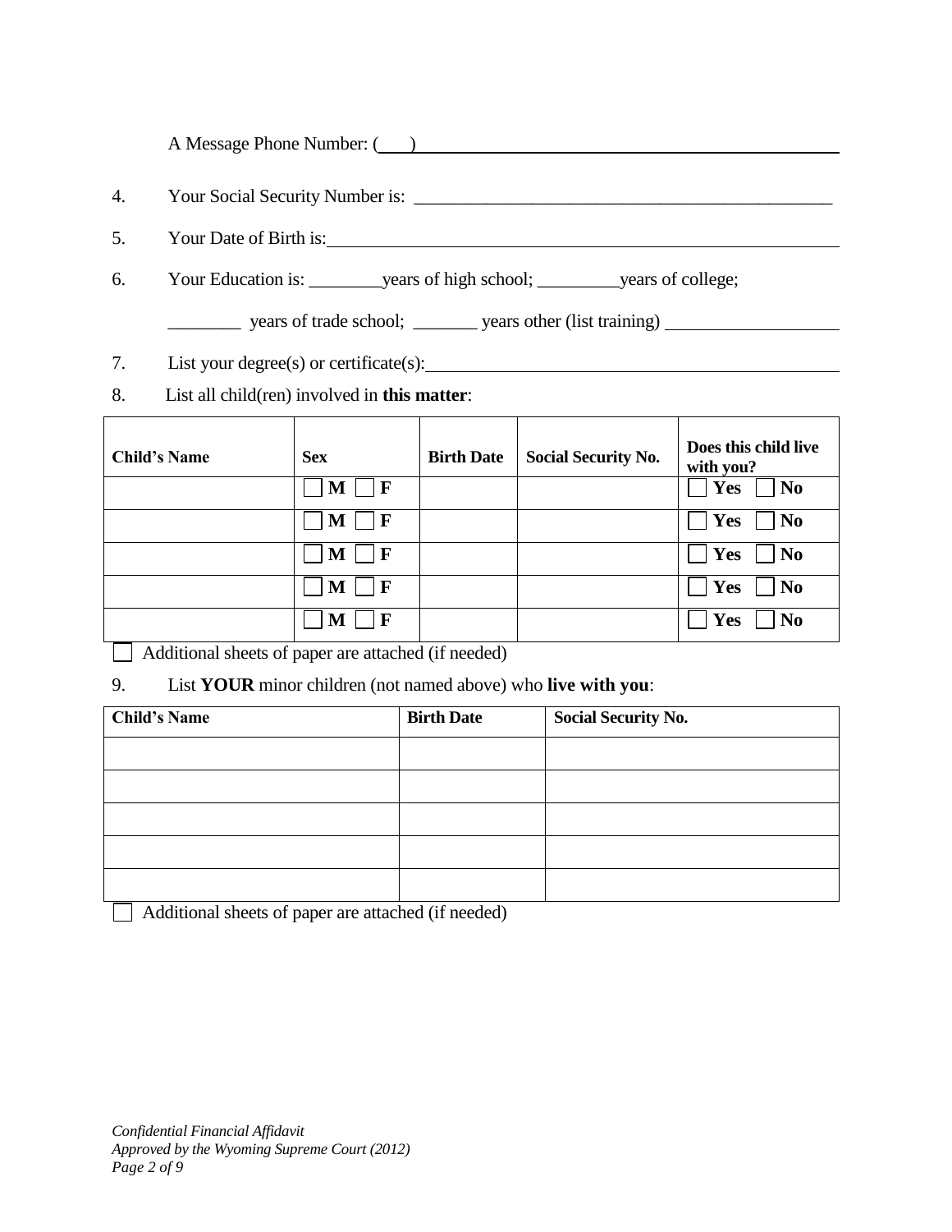A Message Phone Number: (___) ______________________________________________

4. Your Social Security Number is: ______________________________________________

5. Your Date of Birth is: ______________________________________________

6. Your Education is: ________years of high school; _________years of college;

   ________ years of trade school; _______ years other (list training) ___________________

7. List your degree(s) or certificate(s): ______________________________________________

8. List all child(ren) involved in **this matter**:

| **Child's Name** | **Sex** | **Birth Date** | **Social Security No.** | **Does this child live with you?** |
|---|---|---|---|---|
| | ☐ **M** ☐ **F** | | | ☐ **Yes** ☐ **No** |
| | ☐ **M** ☐ **F** | | | ☐ **Yes** ☐ **No** |
| | ☐ **M** ☐ **F** | | | ☐ **Yes** ☐ **No** |
| | ☐ **M** ☐ **F** | | | ☐ **Yes** ☐ **No** |
| | ☐ **M** ☐ **F** | | | ☐ **Yes** ☐ **No** |

☐ Additional sheets of paper are attached (if needed)

9. List **YOUR** minor children (not named above) who **live with you**:

| **Child's Name** | **Birth Date** | **Social Security No.** |
|---|---|---|
| | | |
| | | |
| | | |
| | | |
| | | |

☐ Additional sheets of paper are attached (if needed)

*Confidential Financial Affidavit*
*Approved by the Wyoming Supreme Court (2012)*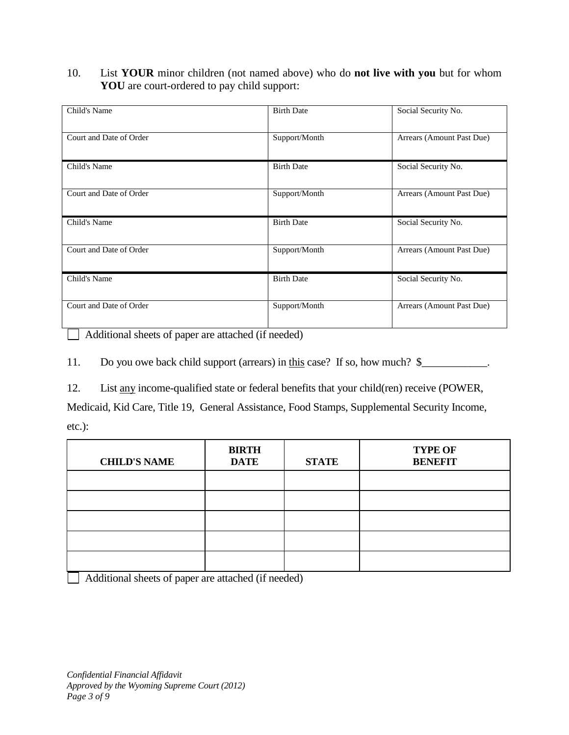10. List **YOUR** minor children (not named above) who do **not live with you** but for whom **YOU** are court-ordered to pay child support:

| Child's Name | Birth Date | Social Security No. |
|---|---|---|
| Court and Date of Order | Support/Month | Arrears (Amount Past Due) |
| Child's Name | Birth Date | Social Security No. |
| Court and Date of Order | Support/Month | Arrears (Amount Past Due) |
| Child's Name | Birth Date | Social Security No. |
| Court and Date of Order | Support/Month | Arrears (Amount Past Due) |
| Child's Name | Birth Date | Social Security No. |
| Court and Date of Order | Support/Month | Arrears (Amount Past Due) |

☐ Additional sheets of paper are attached (if needed)

11. Do you owe back child support (arrears) in this case? If so, how much? $____________.

12. List any income-qualified state or federal benefits that your child(ren) receive (POWER, Medicaid, Kid Care, Title 19, General Assistance, Food Stamps, Supplemental Security Income, etc.):

| CHILD'S NAME | BIRTH DATE | STATE | TYPE OF BENEFIT |
|---|---|---|---|
| | | | |
| | | | |
| | | | |
| | | | |
| | | | |

☐ Additional sheets of paper are attached (if needed)

*Confidential Financial Affidavit*
*Approved by the Wyoming Supreme Court (2012)*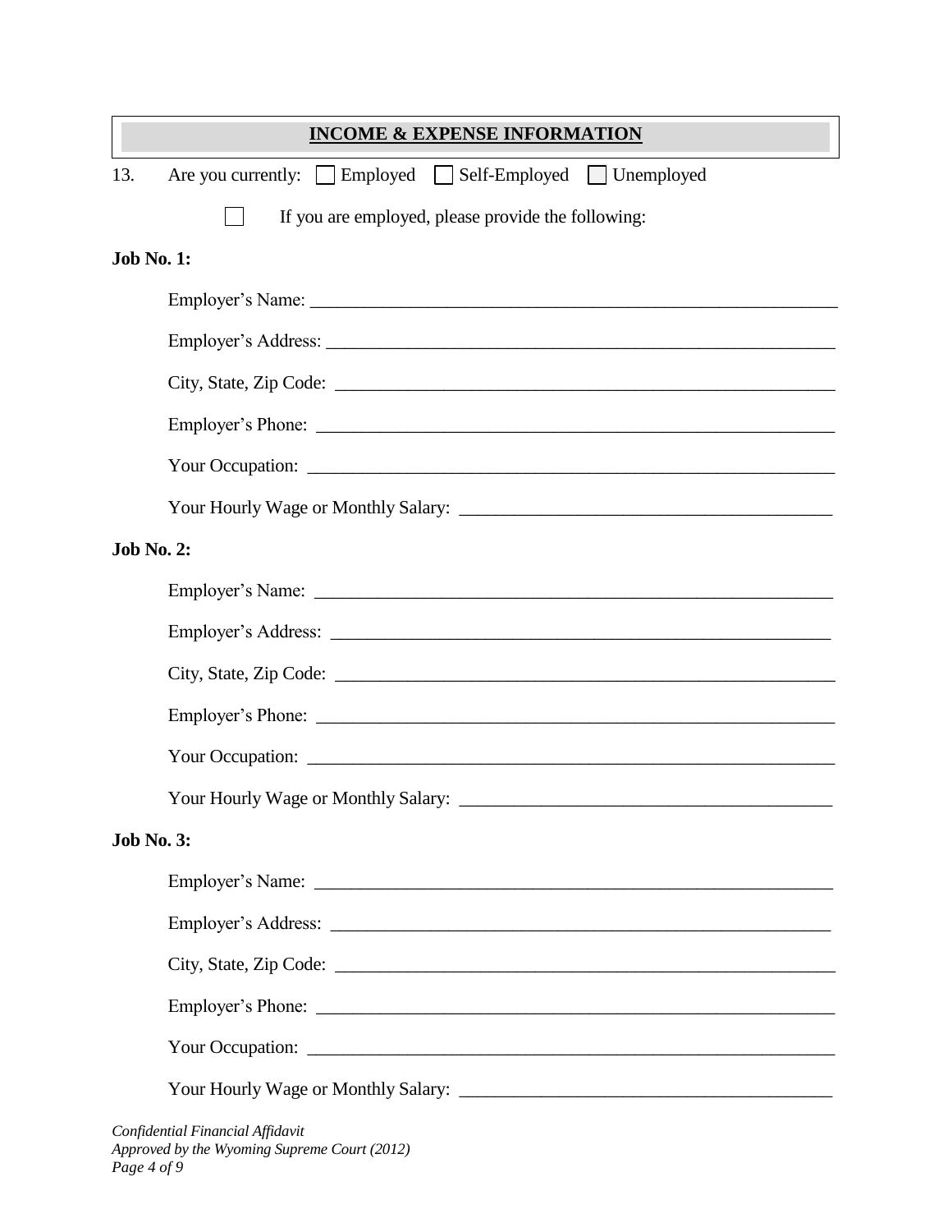## INCOME & EXPENSE INFORMATION

13. Are you currently: ☐ Employed ☐ Self-Employed ☐ Unemployed

☐ If you are employed, please provide the following:

**Job No. 1:**

Employer's Name: ____________________________________________________________

Employer's Address: __________________________________________________________

City, State, Zip Code: ________________________________________________________

Employer's Phone: ___________________________________________________________

Your Occupation: ____________________________________________________________

Your Hourly Wage or Monthly Salary: __________________________________________

**Job No. 2:**

Employer's Name: ____________________________________________________________

Employer's Address: __________________________________________________________

City, State, Zip Code: ________________________________________________________

Employer's Phone: ___________________________________________________________

Your Occupation: ____________________________________________________________

Your Hourly Wage or Monthly Salary: __________________________________________

**Job No. 3:**

Employer's Name: ____________________________________________________________

Employer's Address: __________________________________________________________

City, State, Zip Code: ________________________________________________________

Employer's Phone: ___________________________________________________________

Your Occupation: ____________________________________________________________

Your Hourly Wage or Monthly Salary: __________________________________________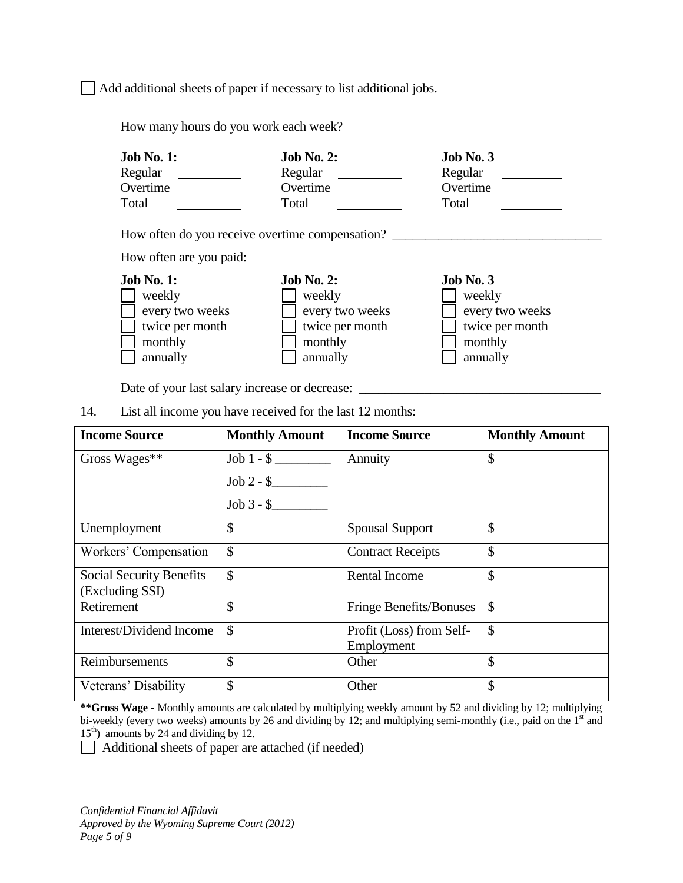☐ Add additional sheets of paper if necessary to list additional jobs.

How many hours do you work each week?

| **Job No. 1:** | | **Job No. 2:** | | **Job No. 3** | |
|---|---|---|---|---|---|
| Regular | ________ | Regular | ________ | Regular | ________ |
| Overtime | ________ | Overtime | ________ | Overtime | ________ |
| Total | ________ | Total | ________ | Total | ________ |

How often do you receive overtime compensation? ______________________________

How often are you paid:

| **Job No. 1:** | **Job No. 2:** | **Job No. 3** |
|---|---|---|
| ☐ weekly | ☐ weekly | ☐ weekly |
| ☐ every two weeks | ☐ every two weeks | ☐ every two weeks |
| ☐ twice per month | ☐ twice per month | ☐ twice per month |
| ☐ monthly | ☐ monthly | ☐ monthly |
| ☐ annually | ☐ annually | ☐ annually |

Date of your last salary increase or decrease: __________________________________

14. List all income you have received for the last 12 months:

| **Income Source** | **Monthly Amount** | **Income Source** | **Monthly Amount** |
|---|---|---|---|
| Gross Wages** | Job 1 - $ ________<br>Job 2 - $________<br>Job 3 - $________ | Annuity | $ |
| Unemployment | $ | Spousal Support | $ |
| Workers' Compensation | $ | Contract Receipts | $ |
| Social Security Benefits (Excluding SSI) | $ | Rental Income | $ |
| Retirement | $ | Fringe Benefits/Bonuses | $ |
| Interest/Dividend Income | $ | Profit (Loss) from Self-Employment | $ |
| Reimbursements | $ | Other ______ | $ |
| Veterans' Disability | $ | Other ______ | $ |

****Gross Wage** - Monthly amounts are calculated by multiplying weekly amount by 52 and dividing by 12; multiplying bi-weekly (every two weeks) amounts by 26 and dividing by 12; and multiplying semi-monthly (i.e., paid on the 1st and 15th) amounts by 24 and dividing by 12.

☐ Additional sheets of paper are attached (if needed)

*Confidential Financial Affidavit*
*Approved by the Wyoming Supreme Court (2012)*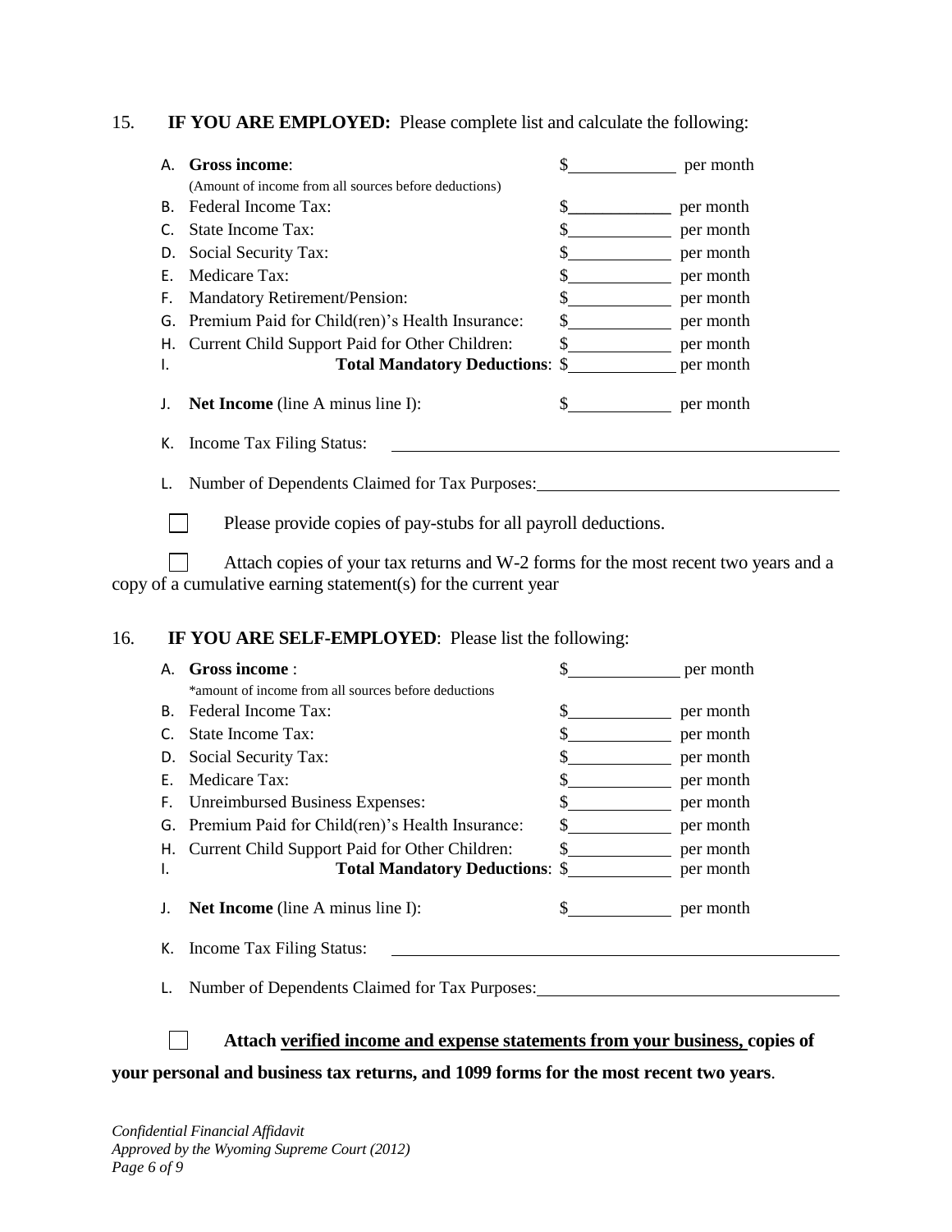15. **IF YOU ARE EMPLOYED:** Please complete list and calculate the following:

A. **Gross income**: $\_\_\_\_\_\_\_\_\_\_ per month
(Amount of income from all sources before deductions)
B. Federal Income Tax: $\_\_\_\_\_\_\_\_\_\_ per month
C. State Income Tax: $\_\_\_\_\_\_\_\_\_\_ per month
D. Social Security Tax: $\_\_\_\_\_\_\_\_\_\_ per month
E. Medicare Tax: $\_\_\_\_\_\_\_\_\_\_ per month
F. Mandatory Retirement/Pension: $\_\_\_\_\_\_\_\_\_\_ per month
G. Premium Paid for Child(ren)'s Health Insurance: $\_\_\_\_\_\_\_\_\_\_ per month
H. Current Child Support Paid for Other Children: $\_\_\_\_\_\_\_\_\_\_ per month
I. **Total Mandatory Deductions**: $\_\_\_\_\_\_\_\_\_\_ per month

J. **Net Income** (line A minus line I): $\_\_\_\_\_\_\_\_\_\_ per month

K. Income Tax Filing Status: \_\_\_\_\_\_\_\_\_\_\_\_\_\_\_\_\_\_\_\_\_\_\_\_\_\_\_\_\_\_

L. Number of Dependents Claimed for Tax Purposes: \_\_\_\_\_\_\_\_\_\_\_\_\_\_\_\_\_\_\_\_

☐ Please provide copies of pay-stubs for all payroll deductions.

☐ Attach copies of your tax returns and W-2 forms for the most recent two years and a copy of a cumulative earning statement(s) for the current year

16. **IF YOU ARE SELF-EMPLOYED**: Please list the following:

A. **Gross income** : $\_\_\_\_\_\_\_\_\_\_ per month
*amount of income from all sources before deductions
B. Federal Income Tax: $\_\_\_\_\_\_\_\_\_\_ per month
C. State Income Tax: $\_\_\_\_\_\_\_\_\_\_ per month
D. Social Security Tax: $\_\_\_\_\_\_\_\_\_\_ per month
E. Medicare Tax: $\_\_\_\_\_\_\_\_\_\_ per month
F. Unreimbursed Business Expenses: $\_\_\_\_\_\_\_\_\_\_ per month
G. Premium Paid for Child(ren)'s Health Insurance: $\_\_\_\_\_\_\_\_\_\_ per month
H. Current Child Support Paid for Other Children: $\_\_\_\_\_\_\_\_\_\_ per month
I. **Total Mandatory Deductions**: $\_\_\_\_\_\_\_\_\_\_ per month

J. **Net Income** (line A minus line I): $\_\_\_\_\_\_\_\_\_\_ per month

K. Income Tax Filing Status: \_\_\_\_\_\_\_\_\_\_\_\_\_\_\_\_\_\_\_\_\_\_\_\_\_\_\_\_\_\_

L. Number of Dependents Claimed for Tax Purposes: \_\_\_\_\_\_\_\_\_\_\_\_\_\_\_\_\_\_\_\_

☐ **Attach <u>verified income and expense statements from your business,</u> copies of your personal and business tax returns, and 1099 forms for the most recent two years**.

*Confidential Financial Affidavit*
*Approved by the Wyoming Supreme Court (2012)*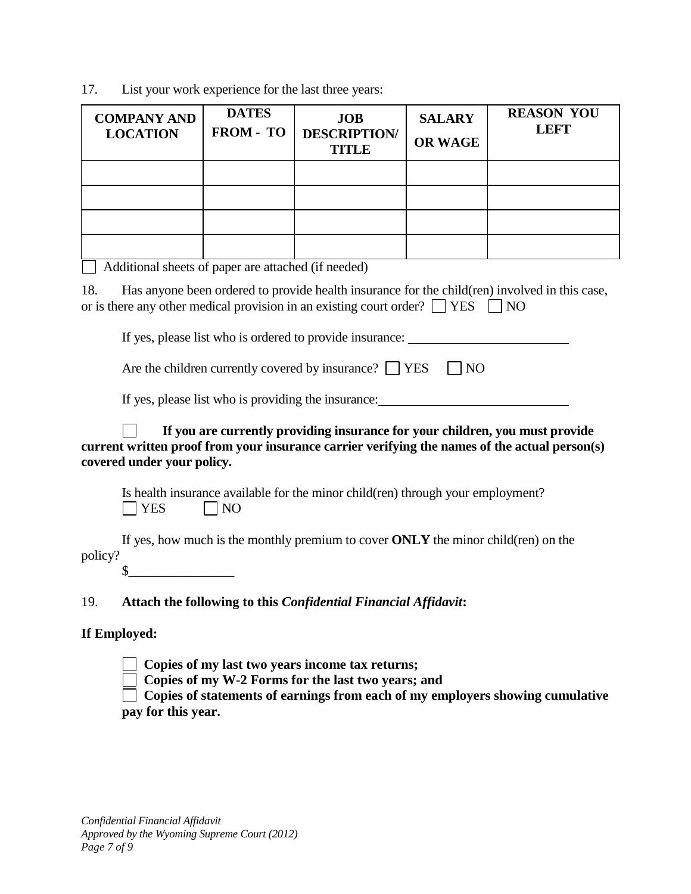17. List your work experience for the last three years:

| COMPANY AND LOCATION | DATES FROM - TO | JOB DESCRIPTION/ TITLE | SALARY OR WAGE | REASON YOU LEFT |
|---|---|---|---|---|
| | | | | |
| | | | | |
| | | | | |
| | | | | |

☐ Additional sheets of paper are attached (if needed)

18. Has anyone been ordered to provide health insurance for the child(ren) involved in this case, or is there any other medical provision in an existing court order? ☐ YES ☐ NO

If yes, please list who is ordered to provide insurance: ____________________

Are the children currently covered by insurance? ☐ YES ☐ NO

If yes, please list who is providing the insurance: ____________________

☐ **If you are currently providing insurance for your children, you must provide current written proof from your insurance carrier verifying the names of the actual person(s) covered under your policy.**

Is health insurance available for the minor child(ren) through your employment?
☐ YES ☐ NO

If yes, how much is the monthly premium to cover **ONLY** the minor child(ren) on the policy?
$________________

19. **Attach the following to this *Confidential Financial Affidavit*:**

**If Employed:**

☐ **Copies of my last two years income tax returns;**
☐ **Copies of my W-2 Forms for the last two years; and**
☐ **Copies of statements of earnings from each of my employers showing cumulative pay for this year.**

*Confidential Financial Affidavit*
*Approved by the Wyoming Supreme Court (2012)*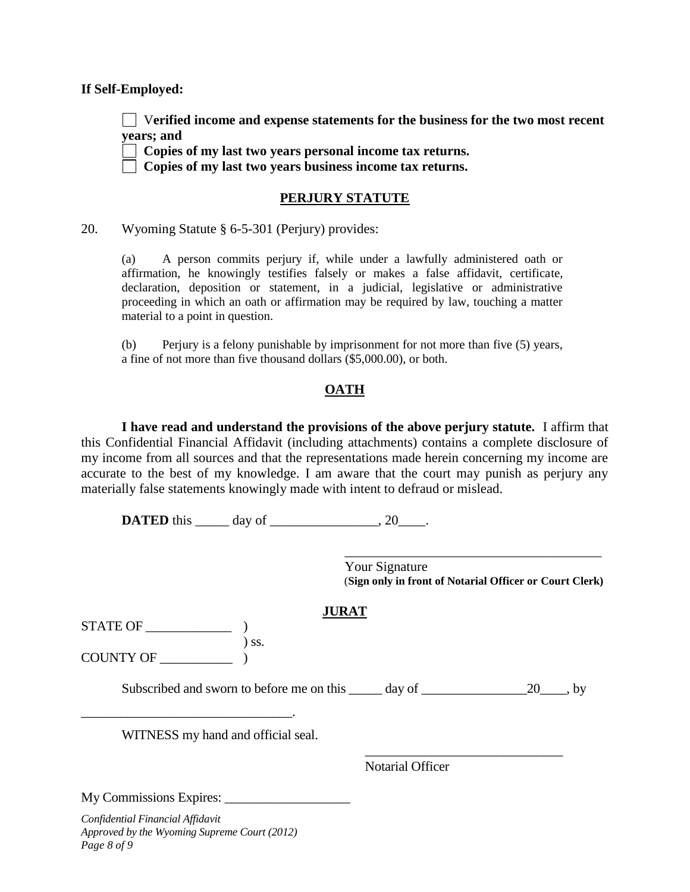**If Self-Employed:**

- ☐ V**erified income and expense statements for the business for the two most recent years; and**
- ☐ **Copies of my last two years personal income tax returns.**
- ☐ **Copies of my last two years business income tax returns.**

## PERJURY STATUTE

20. Wyoming Statute § 6-5-301 (Perjury) provides:

> (a) A person commits perjury if, while under a lawfully administered oath or affirmation, he knowingly testifies falsely or makes a false affidavit, certificate, declaration, deposition or statement, in a judicial, legislative or administrative proceeding in which an oath or affirmation may be required by law, touching a matter material to a point in question.
>
> (b) Perjury is a felony punishable by imprisonment for not more than five (5) years, a fine of not more than five thousand dollars ($5,000.00), or both.

## OATH

**I have read and understand the provisions of the above perjury statute.** I affirm that this Confidential Financial Affidavit (including attachments) contains a complete disclosure of my income from all sources and that the representations made herein concerning my income are accurate to the best of my knowledge. I am aware that the court may punish as perjury any materially false statements knowingly made with intent to defraud or mislead.

**DATED** this _____ day of ________________, 20____.

_______________________________________
Your Signature
(**Sign only in front of Notarial Officer or Court Clerk)**

## JURAT

STATE OF _____________ )
) ss.
COUNTY OF ___________ )

Subscribed and sworn to before me on this _____ day of ________________20____, by
________________________________.

WITNESS my hand and official seal.

______________________________
Notarial Officer

My Commissions Expires: ___________________

*Confidential Financial Affidavit*
*Approved by the Wyoming Supreme Court (2012)*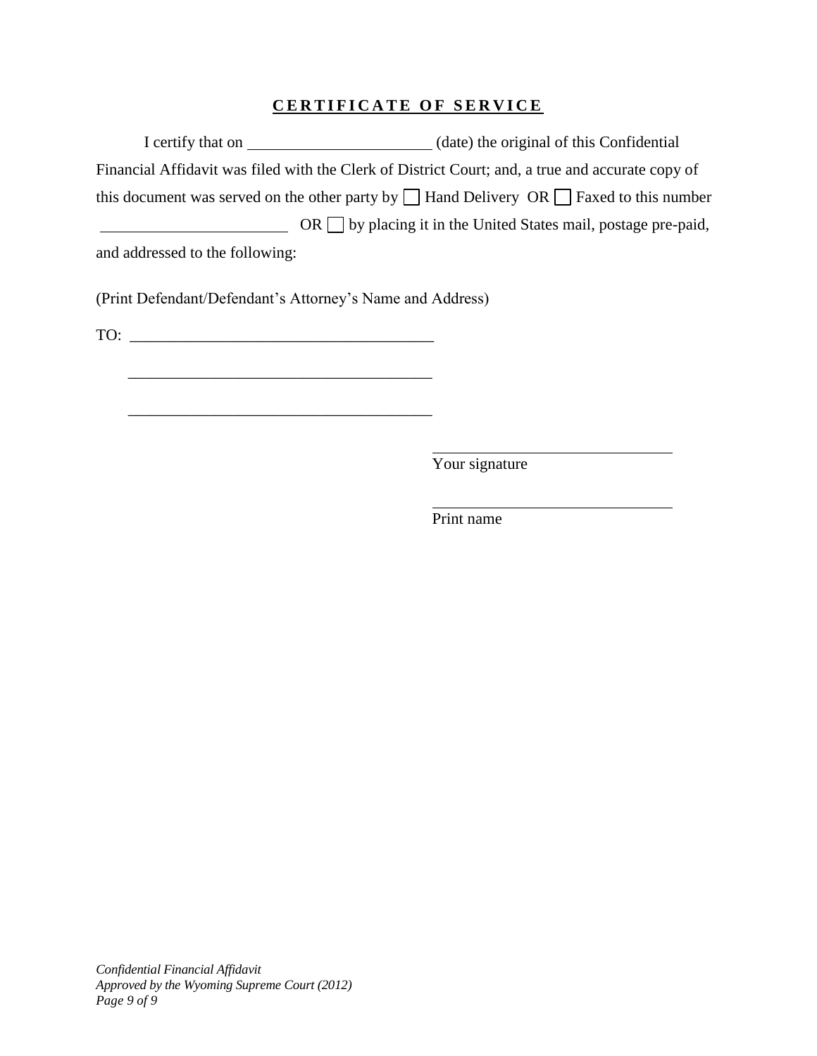## CERTIFICATE OF SERVICE

I certify that on ______________________ (date) the original of this Confidential Financial Affidavit was filed with the Clerk of District Court; and, a true and accurate copy of this document was served on the other party by ☐ Hand Delivery OR ☐ Faxed to this number ______________________ OR ☐ by placing it in the United States mail, postage pre-paid, and addressed to the following:

(Print Defendant/Defendant's Attorney's Name and Address)

TO: ______________________________________

______________________________________

______________________________________

______________________________
Your signature

______________________________
Print name

*Confidential Financial Affidavit*
*Approved by the Wyoming Supreme Court (2012)*